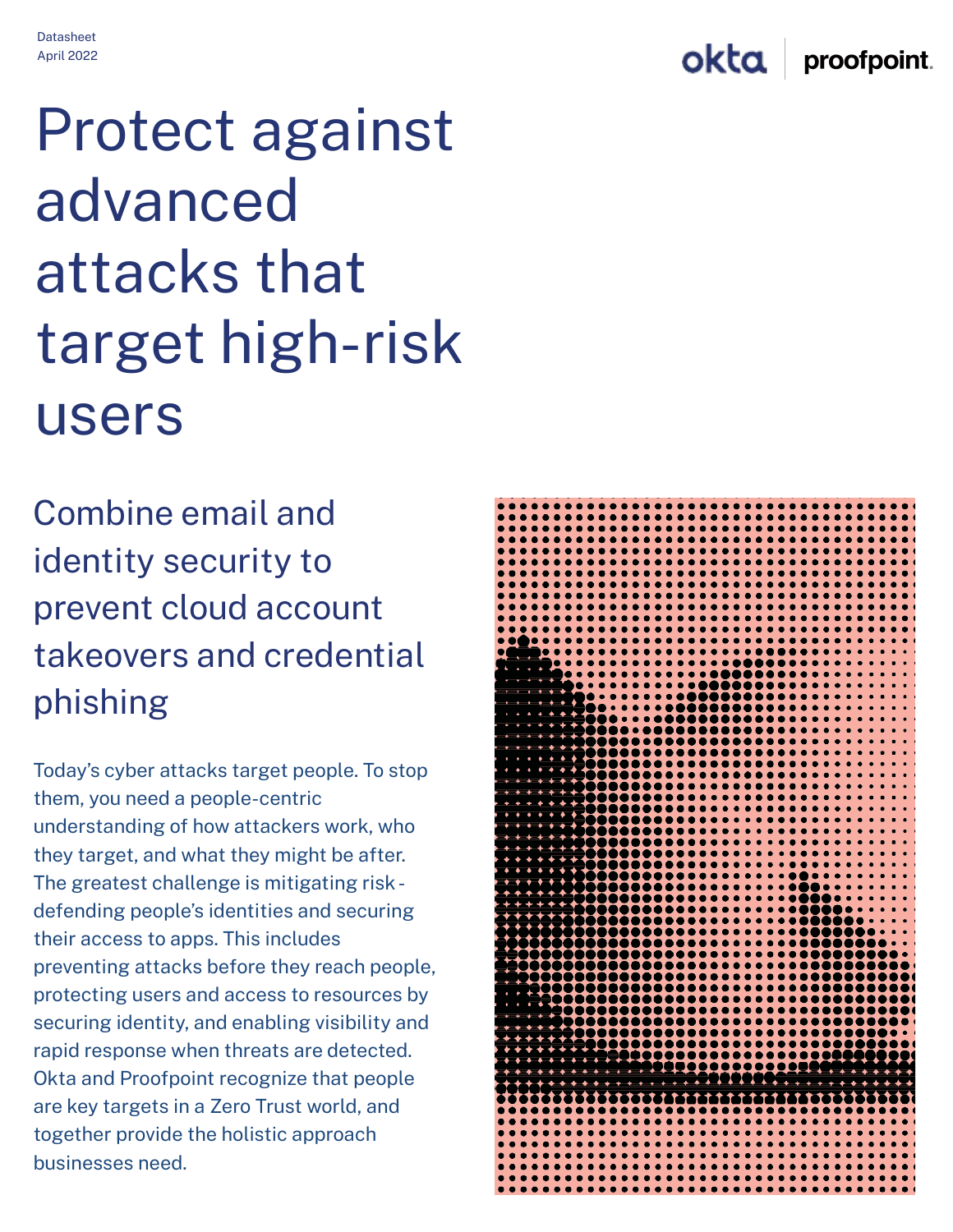Datasheet
April 2022

okta | proofpoint.

# Protect against advanced attacks that target high-risk users

## Combine email and identity security to prevent cloud account takeovers and credential phishing

Today's cyber attacks target people. To stop them, you need a people-centric understanding of how attackers work, who they target, and what they might be after. The greatest challenge is mitigating risk - defending people's identities and securing their access to apps. This includes preventing attacks before they reach people, protecting users and access to resources by securing identity, and enabling visibility and rapid response when threats are detected. Okta and Proofpoint recognize that people are key targets in a Zero Trust world, and together provide the holistic approach businesses need.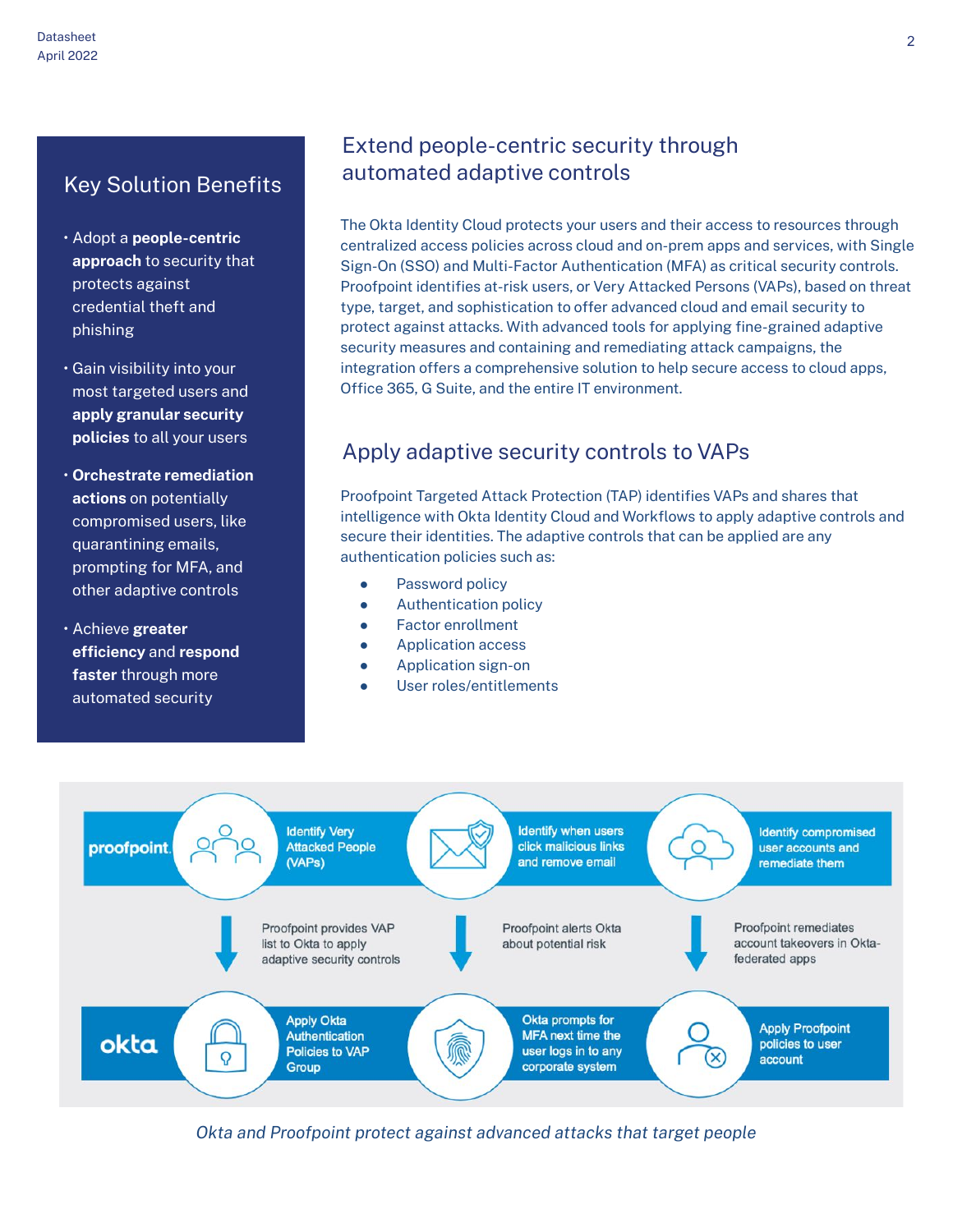## Key Solution Benefits

- Adopt a **people-centric approach** to security that protects against credential theft and phishing
- Gain visibility into your most targeted users and **apply granular security policies** to all your users
- **Orchestrate remediation actions** on potentially compromised users, like quarantining emails, prompting for MFA, and other adaptive controls
- Achieve **greater efficiency** and **respond faster** through more automated security

## Extend people-centric security through automated adaptive controls

The Okta Identity Cloud protects your users and their access to resources through centralized access policies across cloud and on-prem apps and services, with Single Sign-On (SSO) and Multi-Factor Authentication (MFA) as critical security controls. Proofpoint identifies at-risk users, or Very Attacked Persons (VAPs), based on threat type, target, and sophistication to offer advanced cloud and email security to protect against attacks. With advanced tools for applying fine-grained adaptive security measures and containing and remediating attack campaigns, the integration offers a comprehensive solution to help secure access to cloud apps, Office 365, G Suite, and the entire IT environment.

## Apply adaptive security controls to VAPs

Proofpoint Targeted Attack Protection (TAP) identifies VAPs and shares that intelligence with Okta Identity Cloud and Workflows to apply adaptive controls and secure their identities. The adaptive controls that can be applied are any authentication policies such as:

- Password policy
- Authentication policy
- Factor enrollment
- Application access
- Application sign-on
- User roles/entitlements

proofpoint.

Identify Very Attacked People (VAPs)

Identify when users click malicious links and remove email

Identify compromised user accounts and remediate them

Proofpoint provides VAP list to Okta to apply adaptive security controls

Proofpoint alerts Okta about potential risk

Proofpoint remediates account takeovers in Okta-federated apps

okta

Apply Okta Authentication Policies to VAP Group

Okta prompts for MFA next time the user logs in to any corporate system

Apply Proofpoint policies to user account

*Okta and Proofpoint protect against advanced attacks that target people*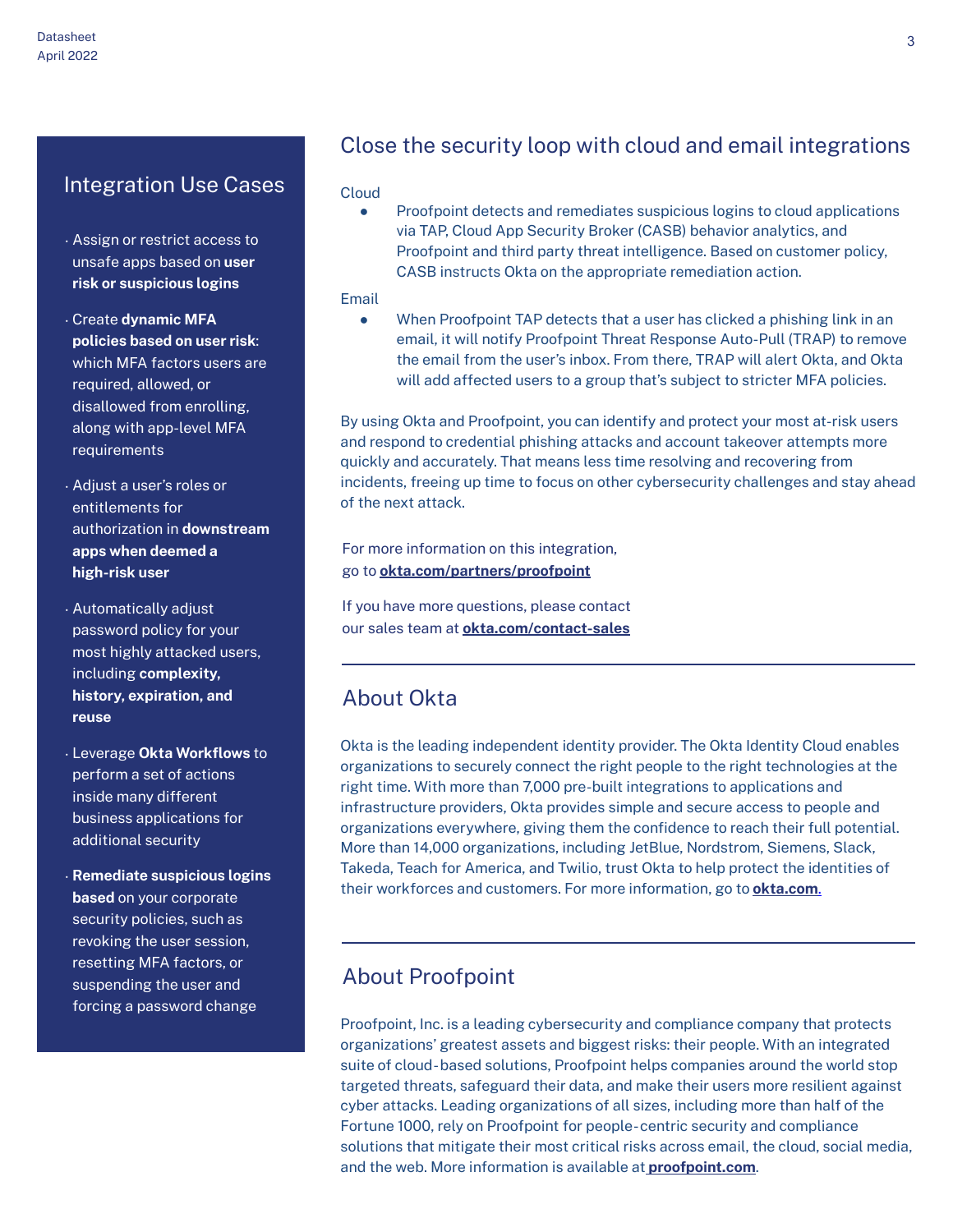## Integration Use Cases

- Assign or restrict access to unsafe apps based on **user risk or suspicious logins**
- Create **dynamic MFA policies based on user risk**: which MFA factors users are required, allowed, or disallowed from enrolling, along with app-level MFA requirements
- Adjust a user's roles or entitlements for authorization in **downstream apps when deemed a high-risk user**
- Automatically adjust password policy for your most highly attacked users, including **complexity, history, expiration, and reuse**
- Leverage **Okta Workflows** to perform a set of actions inside many different business applications for additional security
- **Remediate suspicious logins based** on your corporate security policies, such as revoking the user session, resetting MFA factors, or suspending the user and forcing a password change

## Close the security loop with cloud and email integrations

Cloud

- Proofpoint detects and remediates suspicious logins to cloud applications via TAP, Cloud App Security Broker (CASB) behavior analytics, and Proofpoint and third party threat intelligence. Based on customer policy, CASB instructs Okta on the appropriate remediation action.

Email

- When Proofpoint TAP detects that a user has clicked a phishing link in an email, it will notify Proofpoint Threat Response Auto-Pull (TRAP) to remove the email from the user's inbox. From there, TRAP will alert Okta, and Okta will add affected users to a group that's subject to stricter MFA policies.

By using Okta and Proofpoint, you can identify and protect your most at-risk users and respond to credential phishing attacks and account takeover attempts more quickly and accurately. That means less time resolving and recovering from incidents, freeing up time to focus on other cybersecurity challenges and stay ahead of the next attack.

For more information on this integration, go to **okta.com/partners/proofpoint**

If you have more questions, please contact our sales team at **okta.com/contact-sales**

## About Okta

Okta is the leading independent identity provider. The Okta Identity Cloud enables organizations to securely connect the right people to the right technologies at the right time. With more than 7,000 pre-built integrations to applications and infrastructure providers, Okta provides simple and secure access to people and organizations everywhere, giving them the confidence to reach their full potential. More than 14,000 organizations, including JetBlue, Nordstrom, Siemens, Slack, Takeda, Teach for America, and Twilio, trust Okta to help protect the identities of their workforces and customers. For more information, go to **okta.com.**

## About Proofpoint

Proofpoint, Inc. is a leading cybersecurity and compliance company that protects organizations' greatest assets and biggest risks: their people. With an integrated suite of cloud-based solutions, Proofpoint helps companies around the world stop targeted threats, safeguard their data, and make their users more resilient against cyber attacks. Leading organizations of all sizes, including more than half of the Fortune 1000, rely on Proofpoint for people-centric security and compliance solutions that mitigate their most critical risks across email, the cloud, social media, and the web. More information is available at **proofpoint.com**.